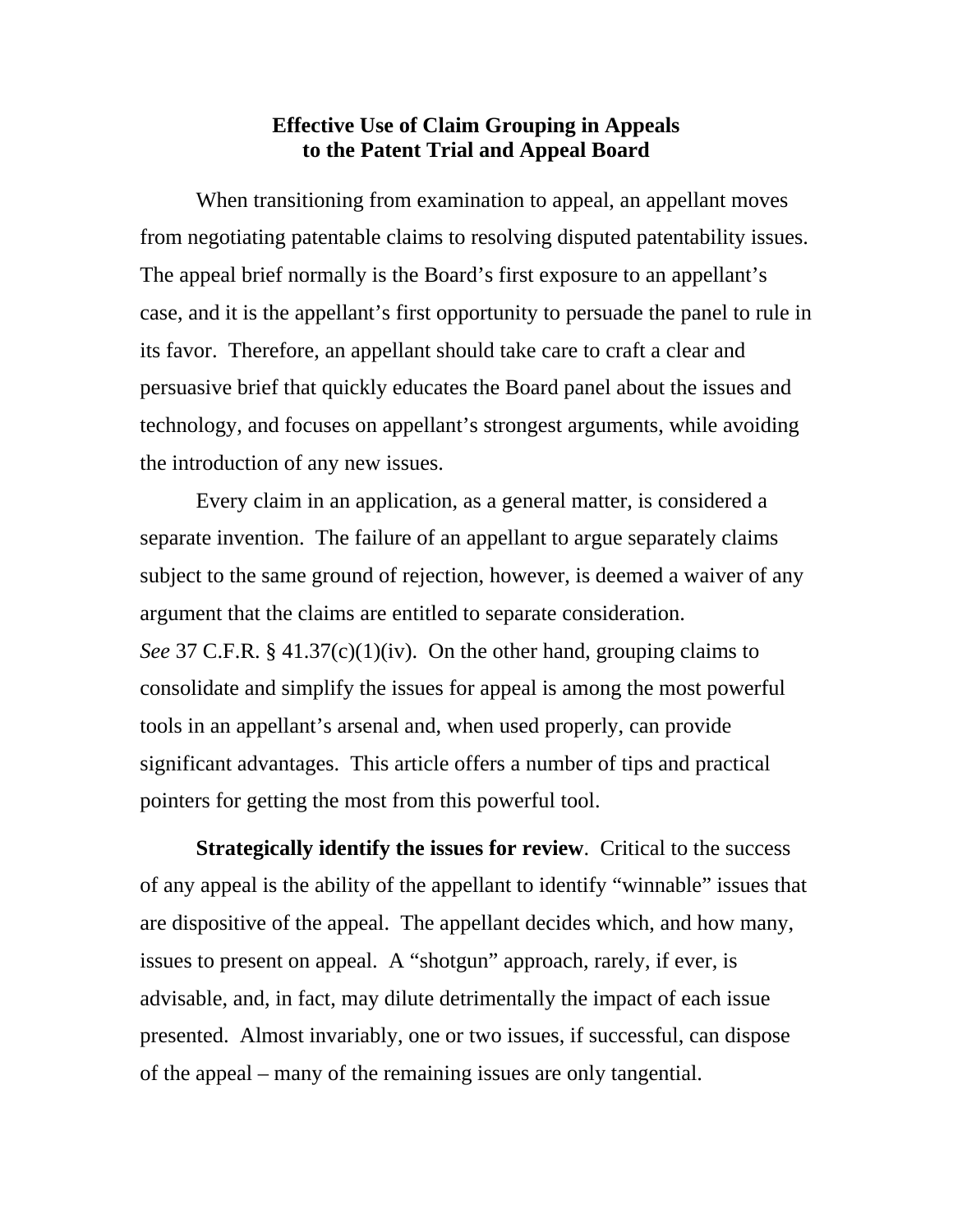# Effective Use of Claim Grouping in Appeals to the Patent Trial and Appeal Board

When transitioning from examination to appeal, an appellant moves from negotiating patentable claims to resolving disputed patentability issues. The appeal brief normally is the Board's first exposure to an appellant's case, and it is the appellant's first opportunity to persuade the panel to rule in its favor. Therefore, an appellant should take care to craft a clear and persuasive brief that quickly educates the Board panel about the issues and technology, and focuses on appellant's strongest arguments, while avoiding the introduction of any new issues.

Every claim in an application, as a general matter, is considered a separate invention. The failure of an appellant to argue separately claims subject to the same ground of rejection, however, is deemed a waiver of any argument that the claims are entitled to separate consideration. *See* 37 C.F.R. § 41.37(c)(1)(iv). On the other hand, grouping claims to consolidate and simplify the issues for appeal is among the most powerful tools in an appellant's arsenal and, when used properly, can provide significant advantages. This article offers a number of tips and practical pointers for getting the most from this powerful tool.

**Strategically identify the issues for review**. Critical to the success of any appeal is the ability of the appellant to identify "winnable" issues that are dispositive of the appeal. The appellant decides which, and how many, issues to present on appeal. A "shotgun" approach, rarely, if ever, is advisable, and, in fact, may dilute detrimentally the impact of each issue presented. Almost invariably, one or two issues, if successful, can dispose of the appeal – many of the remaining issues are only tangential.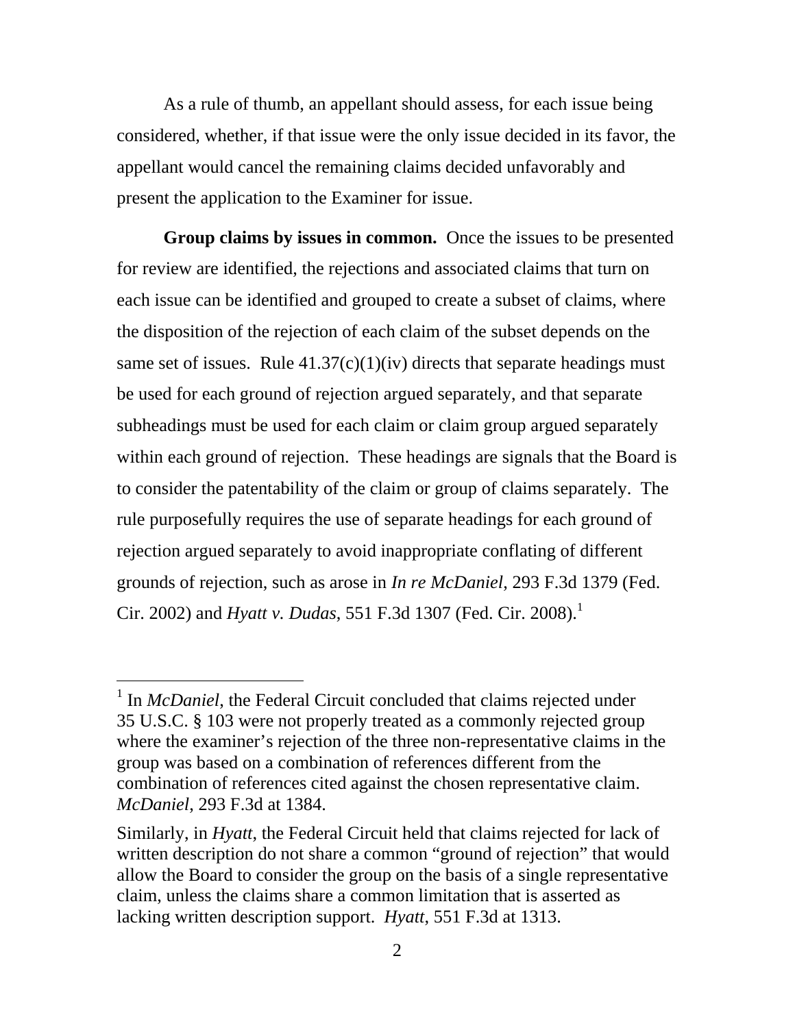As a rule of thumb, an appellant should assess, for each issue being considered, whether, if that issue were the only issue decided in its favor, the appellant would cancel the remaining claims decided unfavorably and present the application to the Examiner for issue.

**Group claims by issues in common.** Once the issues to be presented for review are identified, the rejections and associated claims that turn on each issue can be identified and grouped to create a subset of claims, where the disposition of the rejection of each claim of the subset depends on the same set of issues. Rule 41.37(c)(1)(iv) directs that separate headings must be used for each ground of rejection argued separately, and that separate subheadings must be used for each claim or claim group argued separately within each ground of rejection. These headings are signals that the Board is to consider the patentability of the claim or group of claims separately. The rule purposefully requires the use of separate headings for each ground of rejection argued separately to avoid inappropriate conflating of different grounds of rejection, such as arose in *In re McDaniel*, 293 F.3d 1379 (Fed. Cir. 2002) and *Hyatt v. Dudas*, 551 F.3d 1307 (Fed. Cir. 2008).[1]

---

[1] In *McDaniel*, the Federal Circuit concluded that claims rejected under 35 U.S.C. § 103 were not properly treated as a commonly rejected group where the examiner's rejection of the three non-representative claims in the group was based on a combination of references different from the combination of references cited against the chosen representative claim. *McDaniel*, 293 F.3d at 1384.

Similarly, in *Hyatt*, the Federal Circuit held that claims rejected for lack of written description do not share a common "ground of rejection" that would allow the Board to consider the group on the basis of a single representative claim, unless the claims share a common limitation that is asserted as lacking written description support. *Hyatt*, 551 F.3d at 1313.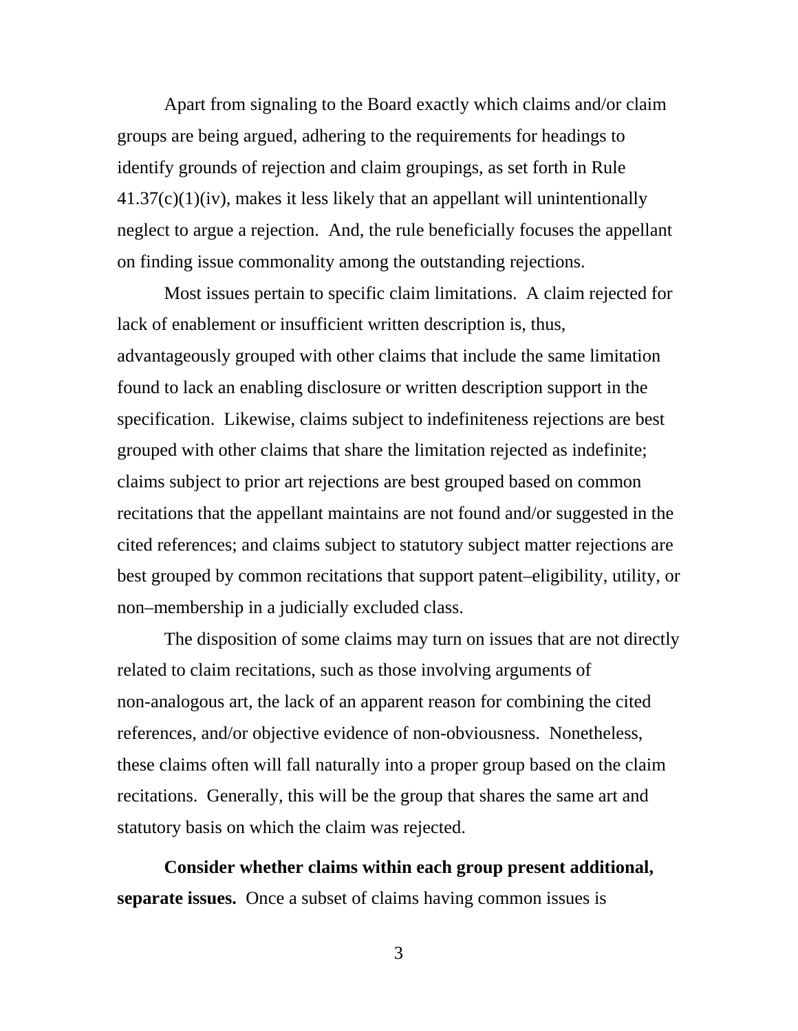Apart from signaling to the Board exactly which claims and/or claim groups are being argued, adhering to the requirements for headings to identify grounds of rejection and claim groupings, as set forth in Rule 41.37(c)(1)(iv), makes it less likely that an appellant will unintentionally neglect to argue a rejection. And, the rule beneficially focuses the appellant on finding issue commonality among the outstanding rejections.

Most issues pertain to specific claim limitations. A claim rejected for lack of enablement or insufficient written description is, thus, advantageously grouped with other claims that include the same limitation found to lack an enabling disclosure or written description support in the specification. Likewise, claims subject to indefiniteness rejections are best grouped with other claims that share the limitation rejected as indefinite; claims subject to prior art rejections are best grouped based on common recitations that the appellant maintains are not found and/or suggested in the cited references; and claims subject to statutory subject matter rejections are best grouped by common recitations that support patent–eligibility, utility, or non–membership in a judicially excluded class.

The disposition of some claims may turn on issues that are not directly related to claim recitations, such as those involving arguments of non-analogous art, the lack of an apparent reason for combining the cited references, and/or objective evidence of non-obviousness. Nonetheless, these claims often will fall naturally into a proper group based on the claim recitations. Generally, this will be the group that shares the same art and statutory basis on which the claim was rejected.

**Consider whether claims within each group present additional, separate issues.** Once a subset of claims having common issues is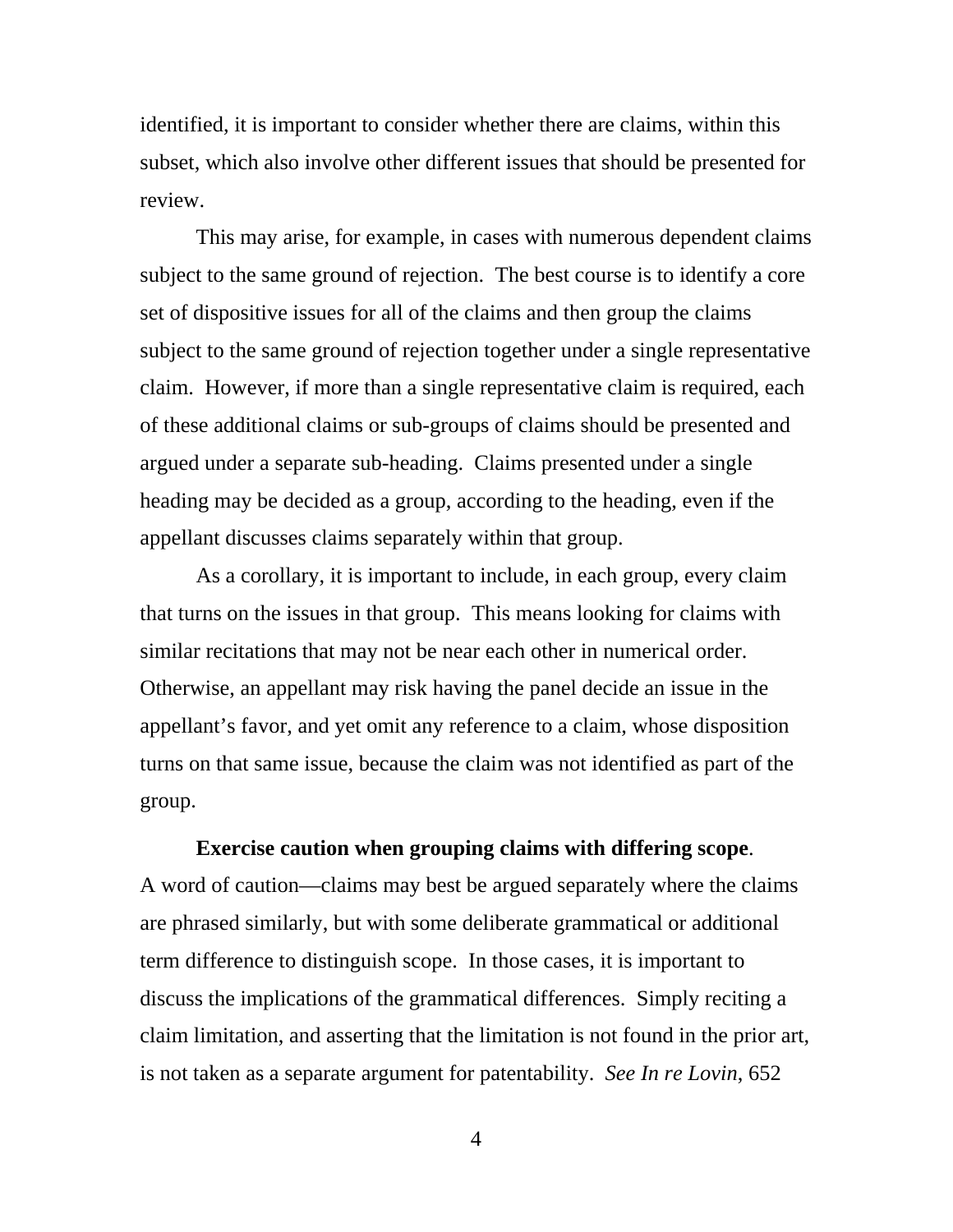identified, it is important to consider whether there are claims, within this subset, which also involve other different issues that should be presented for review.

This may arise, for example, in cases with numerous dependent claims subject to the same ground of rejection. The best course is to identify a core set of dispositive issues for all of the claims and then group the claims subject to the same ground of rejection together under a single representative claim. However, if more than a single representative claim is required, each of these additional claims or sub-groups of claims should be presented and argued under a separate sub-heading. Claims presented under a single heading may be decided as a group, according to the heading, even if the appellant discusses claims separately within that group.

As a corollary, it is important to include, in each group, every claim that turns on the issues in that group. This means looking for claims with similar recitations that may not be near each other in numerical order. Otherwise, an appellant may risk having the panel decide an issue in the appellant's favor, and yet omit any reference to a claim, whose disposition turns on that same issue, because the claim was not identified as part of the group.

**Exercise caution when grouping claims with differing scope**. A word of caution—claims may best be argued separately where the claims are phrased similarly, but with some deliberate grammatical or additional term difference to distinguish scope. In those cases, it is important to discuss the implications of the grammatical differences. Simply reciting a claim limitation, and asserting that the limitation is not found in the prior art, is not taken as a separate argument for patentability. *See In re Lovin*, 652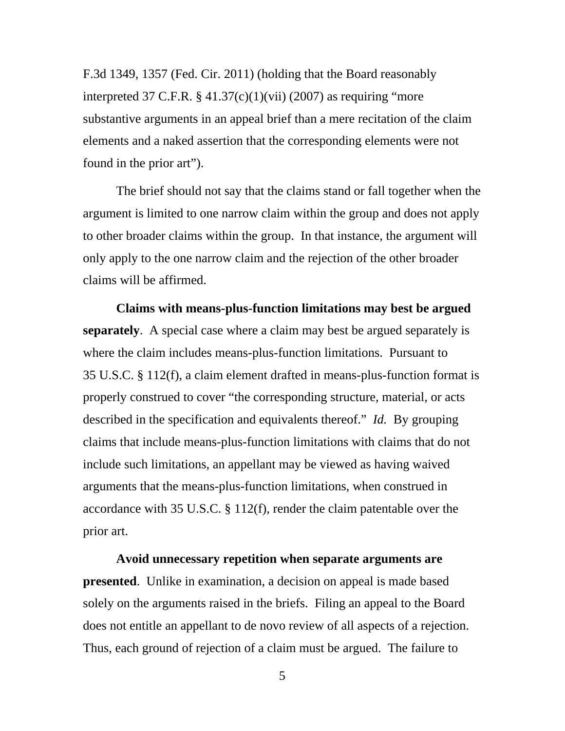F.3d 1349, 1357 (Fed. Cir. 2011) (holding that the Board reasonably interpreted 37 C.F.R. § 41.37(c)(1)(vii) (2007) as requiring "more substantive arguments in an appeal brief than a mere recitation of the claim elements and a naked assertion that the corresponding elements were not found in the prior art").

The brief should not say that the claims stand or fall together when the argument is limited to one narrow claim within the group and does not apply to other broader claims within the group. In that instance, the argument will only apply to the one narrow claim and the rejection of the other broader claims will be affirmed.

**Claims with means-plus-function limitations may best be argued separately**. A special case where a claim may best be argued separately is where the claim includes means-plus-function limitations. Pursuant to 35 U.S.C. § 112(f), a claim element drafted in means-plus-function format is properly construed to cover "the corresponding structure, material, or acts described in the specification and equivalents thereof." *Id.* By grouping claims that include means-plus-function limitations with claims that do not include such limitations, an appellant may be viewed as having waived arguments that the means-plus-function limitations, when construed in accordance with 35 U.S.C. § 112(f), render the claim patentable over the prior art.

**Avoid unnecessary repetition when separate arguments are presented**. Unlike in examination, a decision on appeal is made based solely on the arguments raised in the briefs. Filing an appeal to the Board does not entitle an appellant to de novo review of all aspects of a rejection. Thus, each ground of rejection of a claim must be argued. The failure to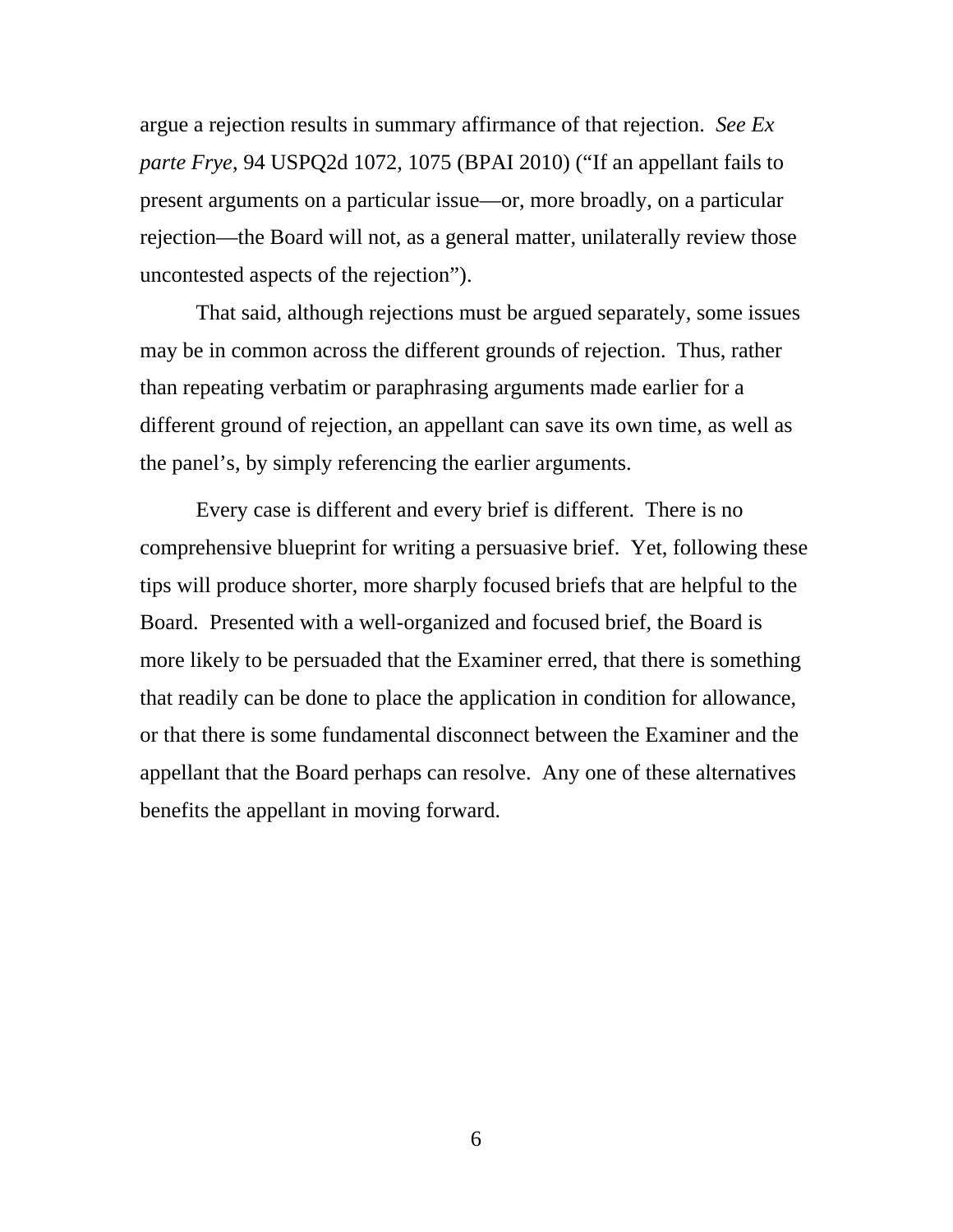argue a rejection results in summary affirmance of that rejection. *See Ex parte Frye*, 94 USPQ2d 1072, 1075 (BPAI 2010) ("If an appellant fails to present arguments on a particular issue—or, more broadly, on a particular rejection—the Board will not, as a general matter, unilaterally review those uncontested aspects of the rejection").

That said, although rejections must be argued separately, some issues may be in common across the different grounds of rejection. Thus, rather than repeating verbatim or paraphrasing arguments made earlier for a different ground of rejection, an appellant can save its own time, as well as the panel's, by simply referencing the earlier arguments.

Every case is different and every brief is different. There is no comprehensive blueprint for writing a persuasive brief. Yet, following these tips will produce shorter, more sharply focused briefs that are helpful to the Board. Presented with a well-organized and focused brief, the Board is more likely to be persuaded that the Examiner erred, that there is something that readily can be done to place the application in condition for allowance, or that there is some fundamental disconnect between the Examiner and the appellant that the Board perhaps can resolve. Any one of these alternatives benefits the appellant in moving forward.